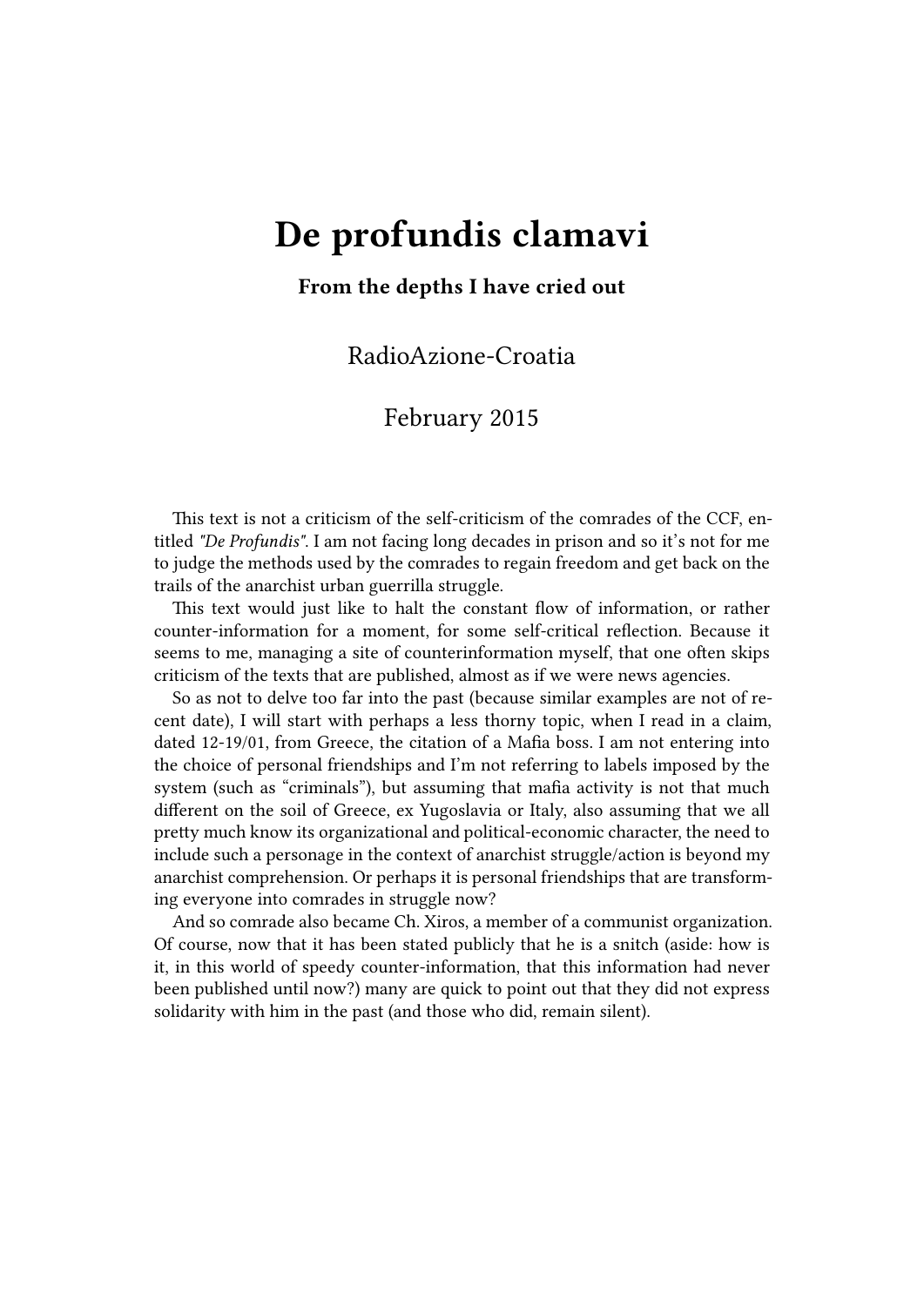# De profundis clamavi

**From the depths I have cried out**

RadioAzione-Croatia

February 2015

This text is not a criticism of the self-criticism of the comrades of the CCF, entitled *"De Profundis"*. I am not facing long decades in prison and so it's not for me to judge the methods used by the comrades to regain freedom and get back on the trails of the anarchist urban guerrilla struggle.

This text would just like to halt the constant flow of information, or rather counter-information for a moment, for some self-critical reflection. Because it seems to me, managing a site of counterinformation myself, that one often skips criticism of the texts that are published, almost as if we were news agencies.

So as not to delve too far into the past (because similar examples are not of recent date), I will start with perhaps a less thorny topic, when I read in a claim, dated 12-19/01, from Greece, the citation of a Mafia boss. I am not entering into the choice of personal friendships and I'm not referring to labels imposed by the system (such as "criminals"), but assuming that mafia activity is not that much different on the soil of Greece, ex Yugoslavia or Italy, also assuming that we all pretty much know its organizational and political-economic character, the need to include such a personage in the context of anarchist struggle/action is beyond my anarchist comprehension. Or perhaps it is personal friendships that are transforming everyone into comrades in struggle now?

And so comrade also became Ch. Xiros, a member of a communist organization. Of course, now that it has been stated publicly that he is a snitch (aside: how is it, in this world of speedy counter-information, that this information had never been published until now?) many are quick to point out that they did not express solidarity with him in the past (and those who did, remain silent).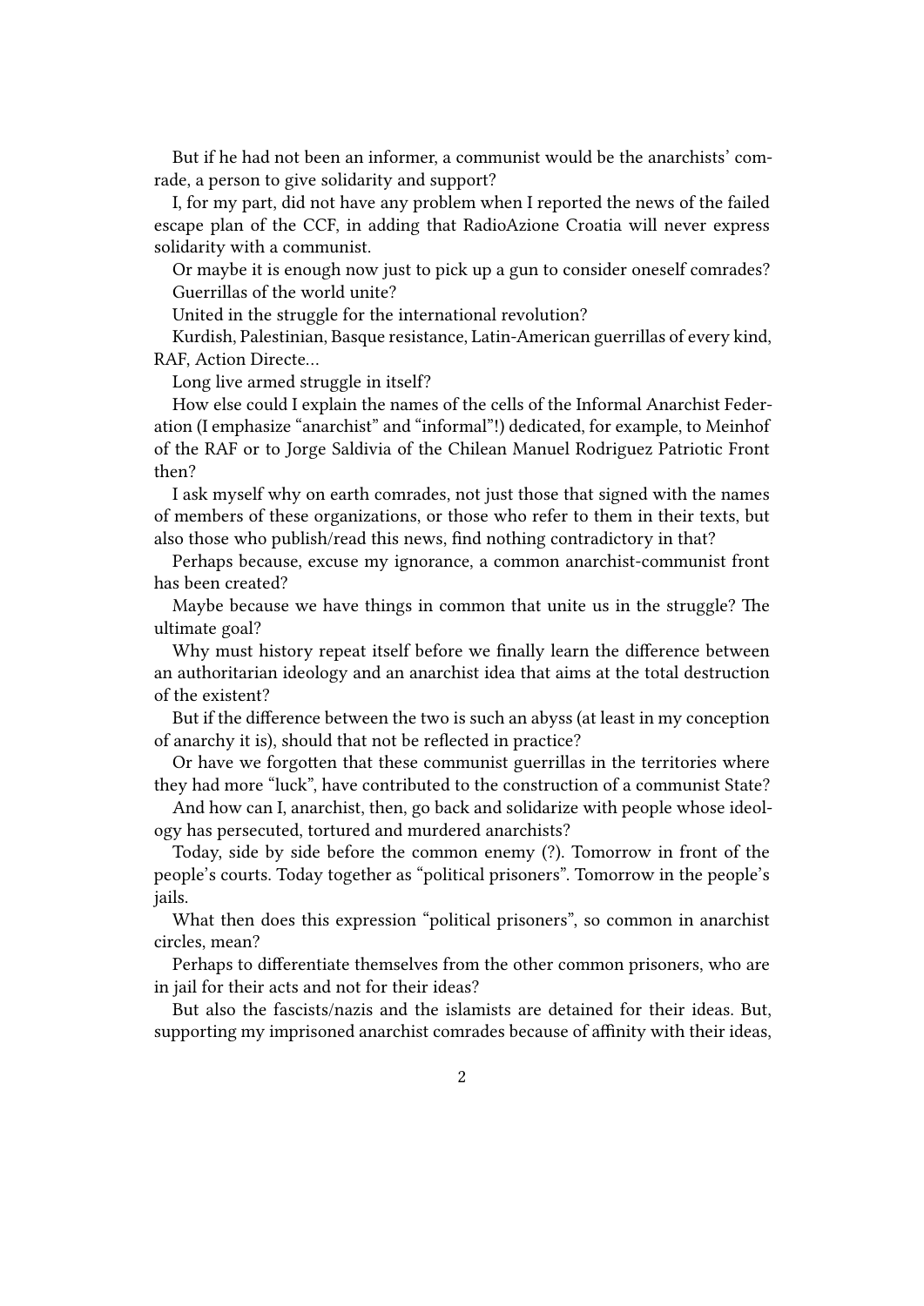But if he had not been an informer, a communist would be the anarchists' comrade, a person to give solidarity and support?

I, for my part, did not have any problem when I reported the news of the failed escape plan of the CCF, in adding that RadioAzione Croatia will never express solidarity with a communist.

Or maybe it is enough now just to pick up a gun to consider oneself comrades?

Guerrillas of the world unite?

United in the struggle for the international revolution?

Kurdish, Palestinian, Basque resistance, Latin-American guerrillas of every kind, RAF, Action Directe…

Long live armed struggle in itself?

How else could I explain the names of the cells of the Informal Anarchist Federation (I emphasize "anarchist" and "informal"!) dedicated, for example, to Meinhof of the RAF or to Jorge Saldivia of the Chilean Manuel Rodriguez Patriotic Front then?

I ask myself why on earth comrades, not just those that signed with the names of members of these organizations, or those who refer to them in their texts, but also those who publish/read this news, find nothing contradictory in that?

Perhaps because, excuse my ignorance, a common anarchist-communist front has been created?

Maybe because we have things in common that unite us in the struggle? The ultimate goal?

Why must history repeat itself before we finally learn the difference between an authoritarian ideology and an anarchist idea that aims at the total destruction of the existent?

But if the difference between the two is such an abyss (at least in my conception of anarchy it is), should that not be reflected in practice?

Or have we forgotten that these communist guerrillas in the territories where they had more "luck", have contributed to the construction of a communist State?

And how can I, anarchist, then, go back and solidarize with people whose ideology has persecuted, tortured and murdered anarchists?

Today, side by side before the common enemy (?). Tomorrow in front of the people's courts. Today together as "political prisoners". Tomorrow in the people's jails.

What then does this expression "political prisoners", so common in anarchist circles, mean?

Perhaps to differentiate themselves from the other common prisoners, who are in jail for their acts and not for their ideas?

But also the fascists/nazis and the islamists are detained for their ideas. But, supporting my imprisoned anarchist comrades because of affinity with their ideas,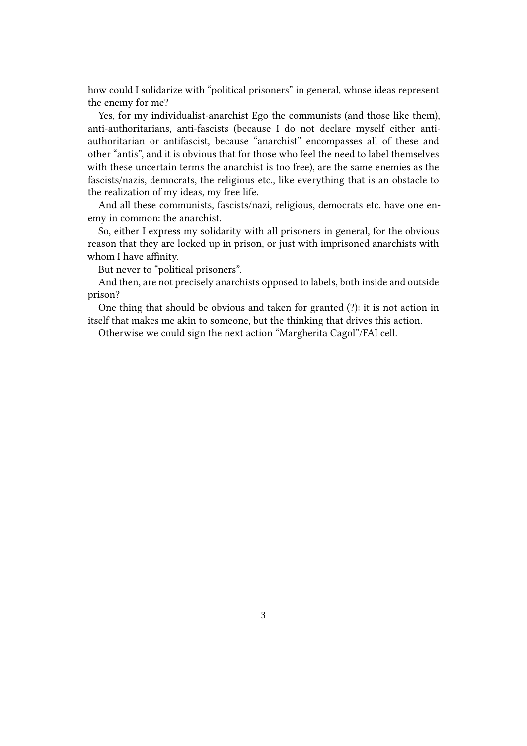how could I solidarize with "political prisoners" in general, whose ideas represent the enemy for me?

Yes, for my individualist-anarchist Ego the communists (and those like them), anti-authoritarians, anti-fascists (because I do not declare myself either anti-authoritarian or antifascist, because "anarchist" encompasses all of these and other "antis", and it is obvious that for those who feel the need to label themselves with these uncertain terms the anarchist is too free), are the same enemies as the fascists/nazis, democrats, the religious etc., like everything that is an obstacle to the realization of my ideas, my free life.

And all these communists, fascists/nazi, religious, democrats etc. have one enemy in common: the anarchist.

So, either I express my solidarity with all prisoners in general, for the obvious reason that they are locked up in prison, or just with imprisoned anarchists with whom I have affinity.

But never to "political prisoners".

And then, are not precisely anarchists opposed to labels, both inside and outside prison?

One thing that should be obvious and taken for granted (?): it is not action in itself that makes me akin to someone, but the thinking that drives this action.

Otherwise we could sign the next action "Margherita Cagol"/FAI cell.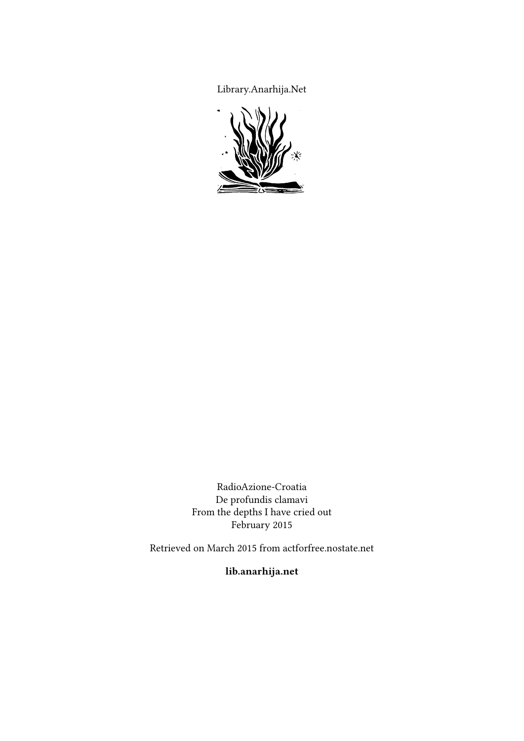Library.Anarhija.Net

RadioAzione-Croatia
De profundis clamavi
From the depths I have cried out
February 2015

Retrieved on March 2015 from actforfree.nostate.net

**lib.anarhija.net**